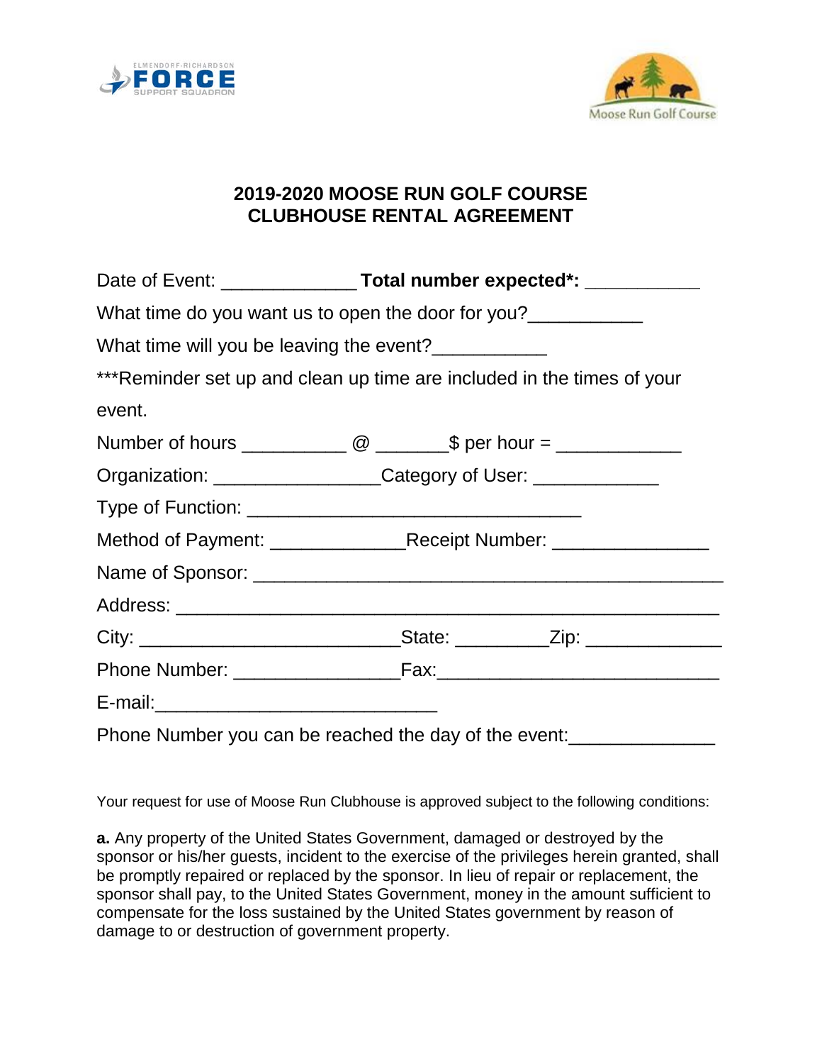# 2019-2020 MOOSE RUN GOLF COURSE
# CLUBHOUSE RENTAL AGREEMENT

Date of Event: _____________ **Total number expected*: ___________**

What time do you want us to open the door for you?___________

What time will you be leaving the event?___________

***Reminder set up and clean up time are included in the times of your event.

Number of hours __________ @ _______$ per hour = ____________

Organization: ________________Category of User: ____________

Type of Function: _________________________________

Method of Payment: _____________Receipt Number: _______________

Name of Sponsor: _______________________________________________

Address: _____________________________________________________

City: _________________________State: _________Zip: _____________

Phone Number: ________________Fax:___________________________

E-mail:___________________________

Phone Number you can be reached the day of the event:______________

Your request for use of Moose Run Clubhouse is approved subject to the following conditions:

**a.** Any property of the United States Government, damaged or destroyed by the sponsor or his/her guests, incident to the exercise of the privileges herein granted, shall be promptly repaired or replaced by the sponsor. In lieu of repair or replacement, the sponsor shall pay, to the United States Government, money in the amount sufficient to compensate for the loss sustained by the United States government by reason of damage to or destruction of government property.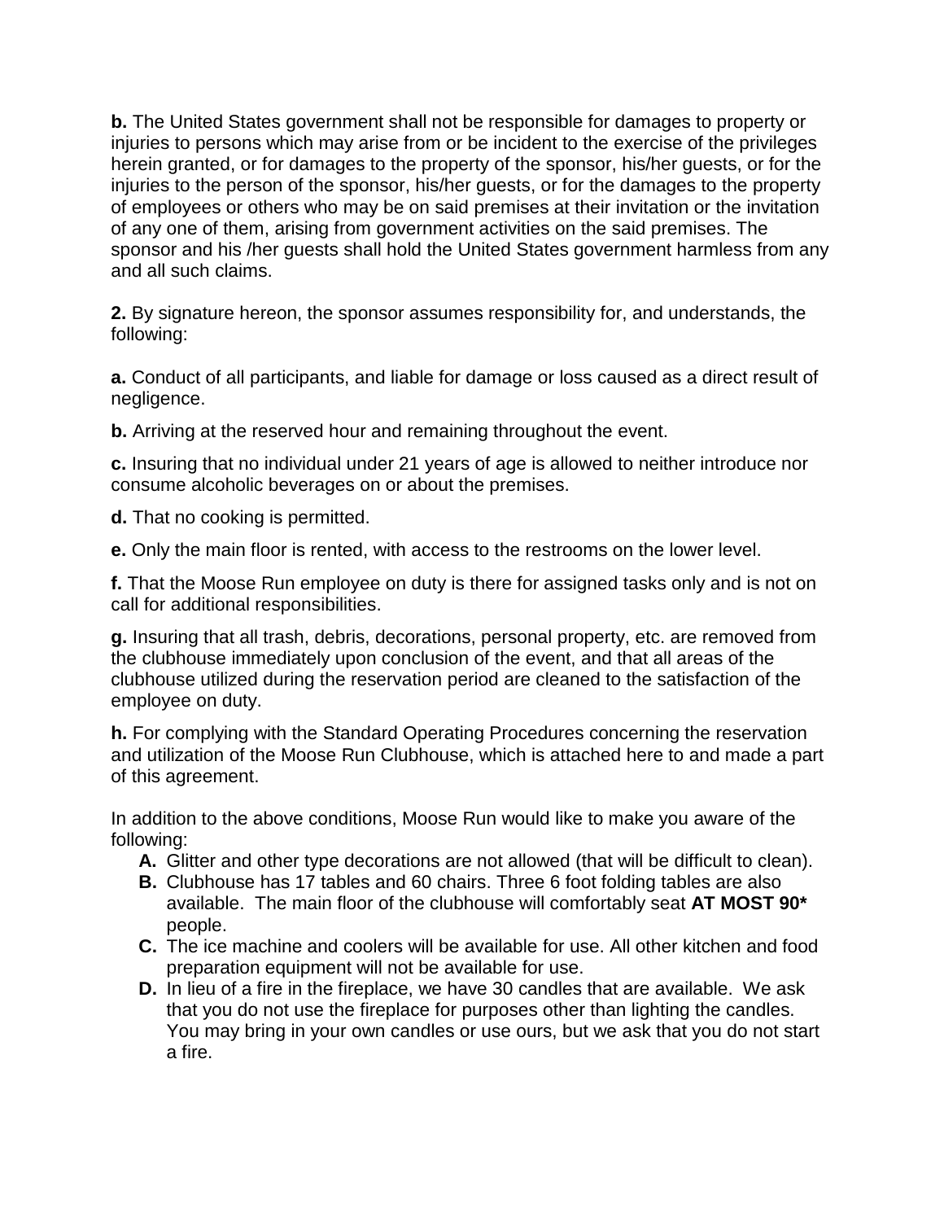**b.** The United States government shall not be responsible for damages to property or injuries to persons which may arise from or be incident to the exercise of the privileges herein granted, or for damages to the property of the sponsor, his/her guests, or for the injuries to the person of the sponsor, his/her guests, or for the damages to the property of employees or others who may be on said premises at their invitation or the invitation of any one of them, arising from government activities on the said premises. The sponsor and his /her guests shall hold the United States government harmless from any and all such claims.

**2.** By signature hereon, the sponsor assumes responsibility for, and understands, the following:

**a.** Conduct of all participants, and liable for damage or loss caused as a direct result of negligence.

**b.** Arriving at the reserved hour and remaining throughout the event.

**c.** Insuring that no individual under 21 years of age is allowed to neither introduce nor consume alcoholic beverages on or about the premises.

**d.** That no cooking is permitted.

**e.** Only the main floor is rented, with access to the restrooms on the lower level.

**f.** That the Moose Run employee on duty is there for assigned tasks only and is not on call for additional responsibilities.

**g.** Insuring that all trash, debris, decorations, personal property, etc. are removed from the clubhouse immediately upon conclusion of the event, and that all areas of the clubhouse utilized during the reservation period are cleaned to the satisfaction of the employee on duty.

**h.** For complying with the Standard Operating Procedures concerning the reservation and utilization of the Moose Run Clubhouse, which is attached here to and made a part of this agreement.

In addition to the above conditions, Moose Run would like to make you aware of the following:

- **A.** Glitter and other type decorations are not allowed (that will be difficult to clean).
- **B.** Clubhouse has 17 tables and 60 chairs. Three 6 foot folding tables are also available. The main floor of the clubhouse will comfortably seat **AT MOST 90*** people.
- **C.** The ice machine and coolers will be available for use. All other kitchen and food preparation equipment will not be available for use.
- **D.** In lieu of a fire in the fireplace, we have 30 candles that are available. We ask that you do not use the fireplace for purposes other than lighting the candles. You may bring in your own candles or use ours, but we ask that you do not start a fire.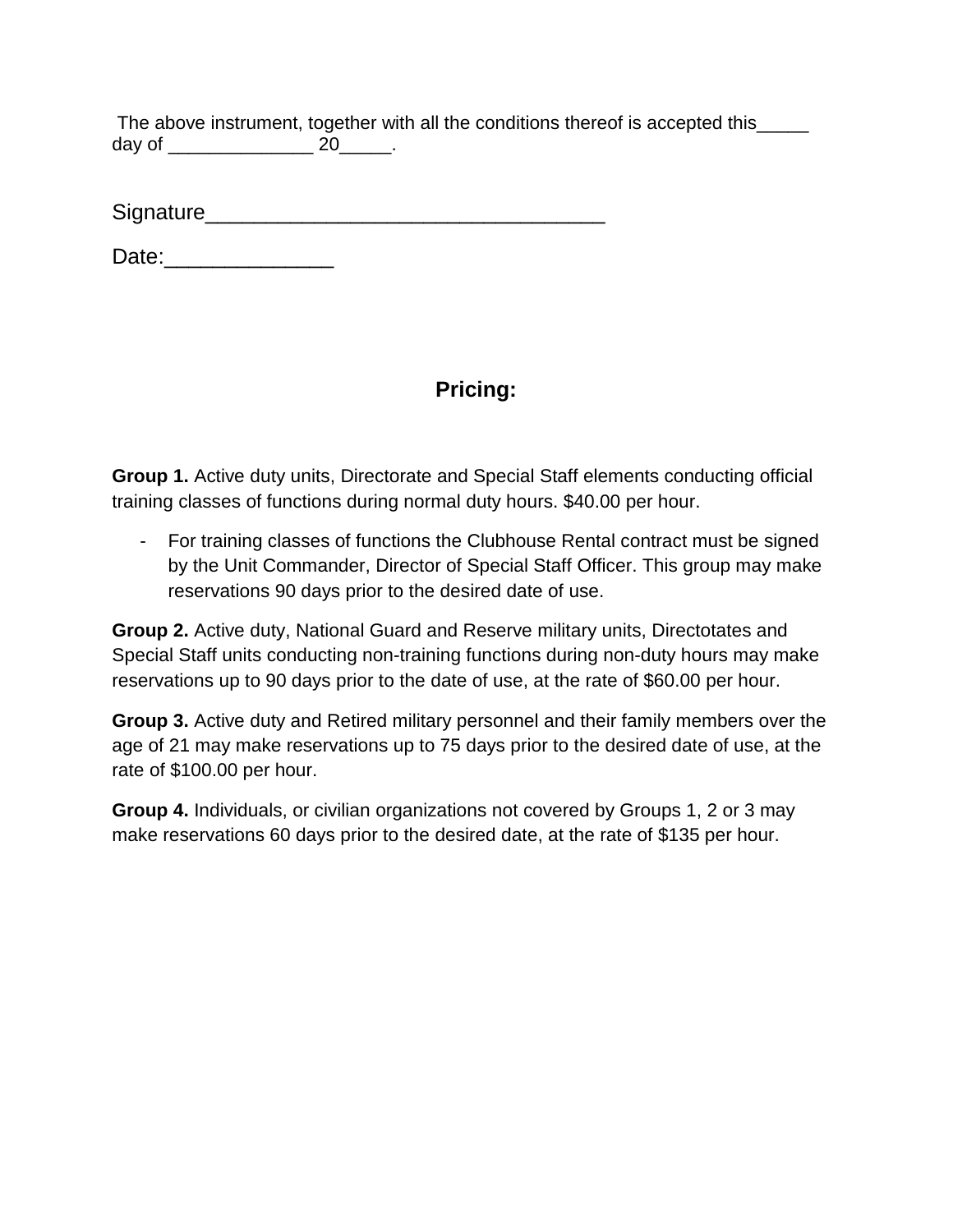The above instrument, together with all the conditions thereof is accepted this_____ day of ______________ 20_____.

Signature__________________________________

Date:______________

## Pricing:

**Group 1.** Active duty units, Directorate and Special Staff elements conducting official training classes of functions during normal duty hours. $40.00 per hour.

- For training classes of functions the Clubhouse Rental contract must be signed by the Unit Commander, Director of Special Staff Officer. This group may make reservations 90 days prior to the desired date of use.

**Group 2.** Active duty, National Guard and Reserve military units, Directotates and Special Staff units conducting non-training functions during non-duty hours may make reservations up to 90 days prior to the date of use, at the rate of $60.00 per hour.

**Group 3.** Active duty and Retired military personnel and their family members over the age of 21 may make reservations up to 75 days prior to the desired date of use, at the rate of $100.00 per hour.

**Group 4.** Individuals, or civilian organizations not covered by Groups 1, 2 or 3 may make reservations 60 days prior to the desired date, at the rate of $135 per hour.